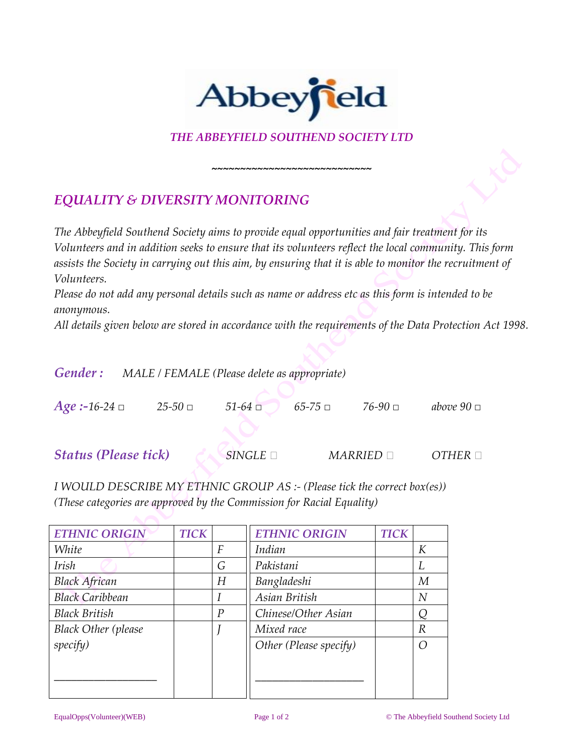*THE ABBEYFIELD SOUTHEND SOCIETY LTD*

~~~~~~~~~~~~~~~~~~~~~~~~~~~

## *EQUALITY & DIVERSITY MONITORING*

*The Abbeyfield Southend Society aims to provide equal opportunities and fair treatment for its Volunteers and in addition seeks to ensure that its volunteers reflect the local community. This form assists the Society in carrying out this aim, by ensuring that it is able to monitor the recruitment of Volunteers.*

*Please do not add any personal details such as name or address etc as this form is intended to be anonymous.*

*All details given below are stored in accordance with the requirements of the Data Protection Act 1998.*

***Gender :*** *MALE / FEMALE (Please delete as appropriate)*

***Age :-*** *16-24 □ 25-50 □ 51-64 □ 65-75 □ 76-90 □ above 90 □*

***Status (Please tick)*** *SINGLE □ MARRIED □ OTHER □*

*I WOULD DESCRIBE MY ETHNIC GROUP AS :- (Please tick the correct box(es))*
*(These categories are approved by the Commission for Racial Equality)*

| *ETHNIC ORIGIN* | *TICK* | | *ETHNIC ORIGIN* | *TICK* | |
|---|---|---|---|---|---|
| *White* | | *F* | *Indian* | | *K* |
| *Irish* | | *G* | *Pakistani* | | *L* |
| *Black African* | | *H* | *Bangladeshi* | | *M* |
| *Black Caribbean* | | *I* | *Asian British* | | *N* |
| *Black British* | | *P* | *Chinese/Other Asian* | | *Q* |
| *Black Other (please specify)* ___________________ | | *J* | *Mixed race* | | *R* |
| | | | *Other (Please specify)* ___________________ | | *O* |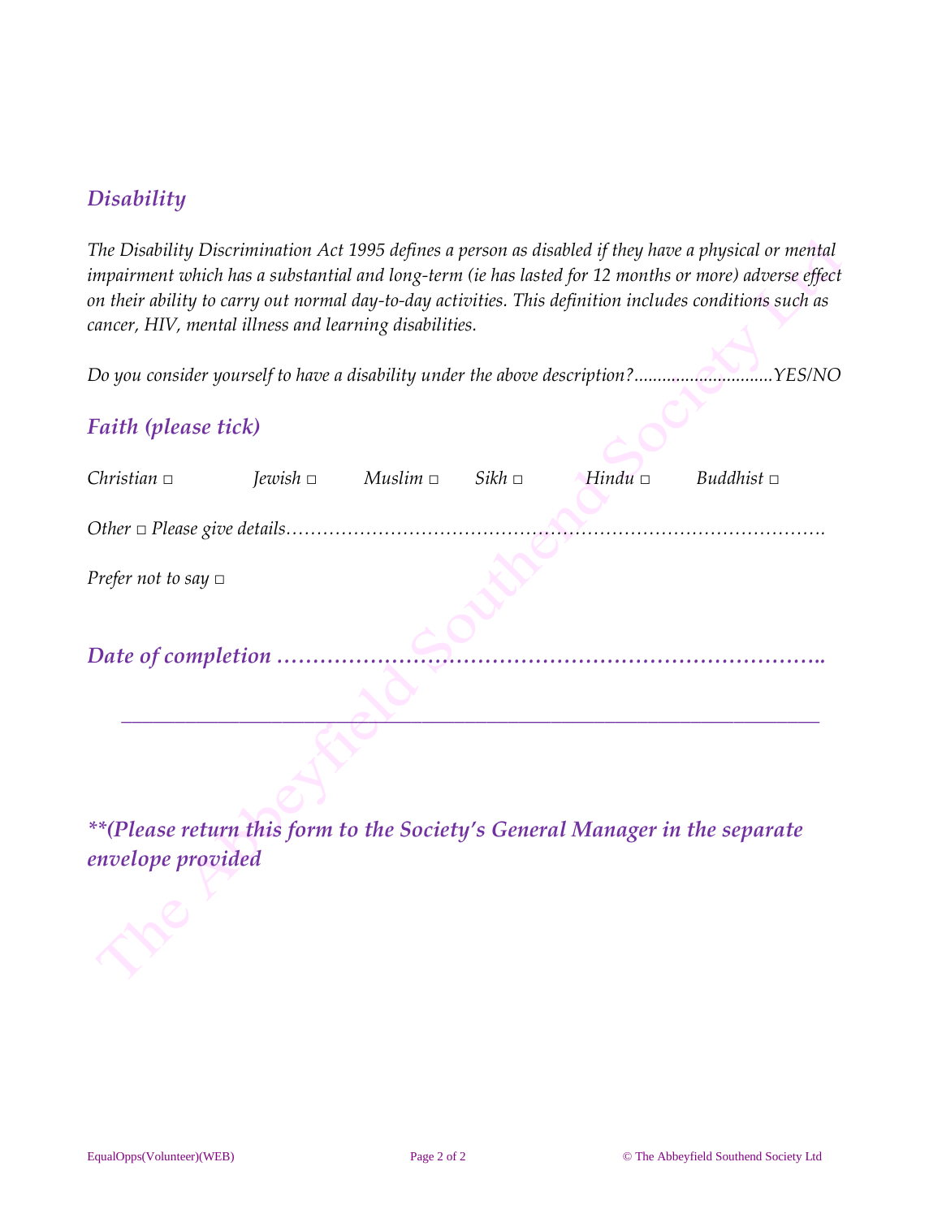## *Disability*

*The Disability Discrimination Act 1995 defines a person as disabled if they have a physical or mental impairment which has a substantial and long-term (ie has lasted for 12 months or more) adverse effect on their ability to carry out normal day-to-day activities. This definition includes conditions such as cancer, HIV, mental illness and learning disabilities.*

*Do you consider yourself to have a disability under the above description?.............................YES/NO*

## *Faith (please tick)*

*Christian □ Jewish □ Muslim □ Sikh □ Hindu □ Buddhist □*

*Other □ Please give details……………………………………………………………………………….*

*Prefer not to say □*

***Date of completion ………………………………………………………………….***

---

***(Please return this form to the Society's General Manager in the separate envelope provided**